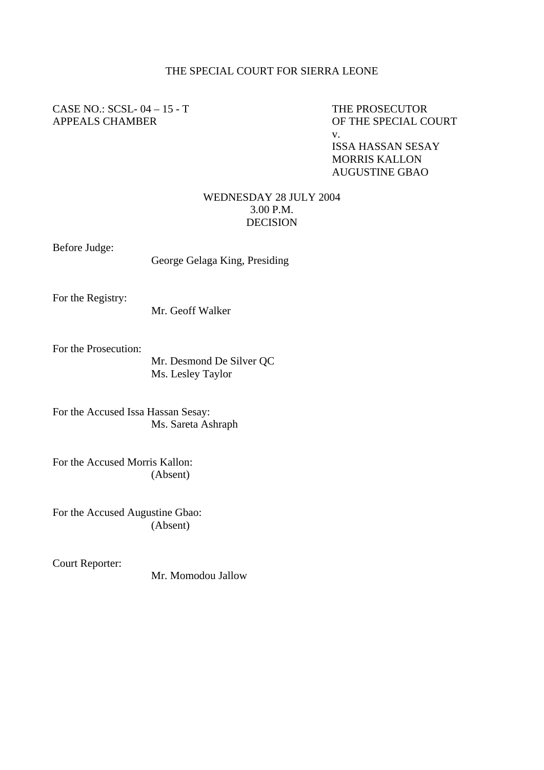# THE SPECIAL COURT FOR SIERRA LEONE

CASE NO.: SCSL- 04 – 15 - T
APPEALS CHAMBER

THE PROSECUTOR
OF THE SPECIAL COURT
v.
ISSA HASSAN SESAY
MORRIS KALLON
AUGUSTINE GBAO

WEDNESDAY 28 JULY 2004
3.00 P.M.
DECISION

Before Judge:
George Gelaga King, Presiding

For the Registry:
Mr. Geoff Walker

For the Prosecution:
Mr. Desmond De Silver QC
Ms. Lesley Taylor

For the Accused Issa Hassan Sesay:
Ms. Sareta Ashraph

For the Accused Morris Kallon:
(Absent)

For the Accused Augustine Gbao:
(Absent)

Court Reporter:
Mr. Momodou Jallow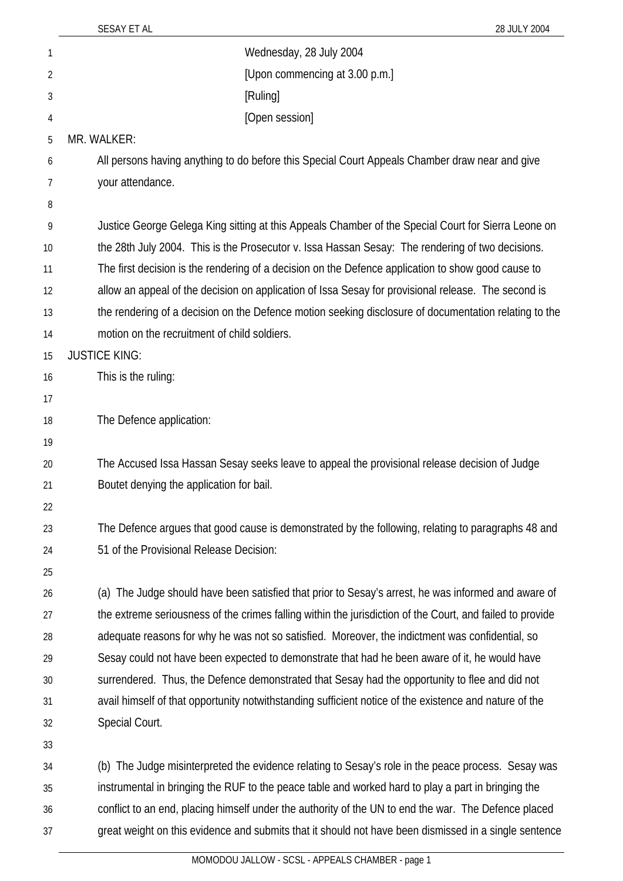Wednesday, 28 July 2004

[Upon commencing at 3.00 p.m.]

[Ruling]

[Open session]

MR. WALKER:

All persons having anything to do before this Special Court Appeals Chamber draw near and give your attendance.

Justice George Gelega King sitting at this Appeals Chamber of the Special Court for Sierra Leone on the 28th July 2004. This is the Prosecutor v. Issa Hassan Sesay: The rendering of two decisions. The first decision is the rendering of a decision on the Defence application to show good cause to allow an appeal of the decision on application of Issa Sesay for provisional release. The second is the rendering of a decision on the Defence motion seeking disclosure of documentation relating to the motion on the recruitment of child soldiers.

JUSTICE KING:

This is the ruling:

The Defence application:

The Accused Issa Hassan Sesay seeks leave to appeal the provisional release decision of Judge Boutet denying the application for bail.

The Defence argues that good cause is demonstrated by the following, relating to paragraphs 48 and 51 of the Provisional Release Decision:

(a) The Judge should have been satisfied that prior to Sesay's arrest, he was informed and aware of the extreme seriousness of the crimes falling within the jurisdiction of the Court, and failed to provide adequate reasons for why he was not so satisfied. Moreover, the indictment was confidential, so Sesay could not have been expected to demonstrate that had he been aware of it, he would have surrendered. Thus, the Defence demonstrated that Sesay had the opportunity to flee and did not avail himself of that opportunity notwithstanding sufficient notice of the existence and nature of the Special Court.

(b) The Judge misinterpreted the evidence relating to Sesay's role in the peace process. Sesay was instrumental in bringing the RUF to the peace table and worked hard to play a part in bringing the conflict to an end, placing himself under the authority of the UN to end the war. The Defence placed great weight on this evidence and submits that it should not have been dismissed in a single sentence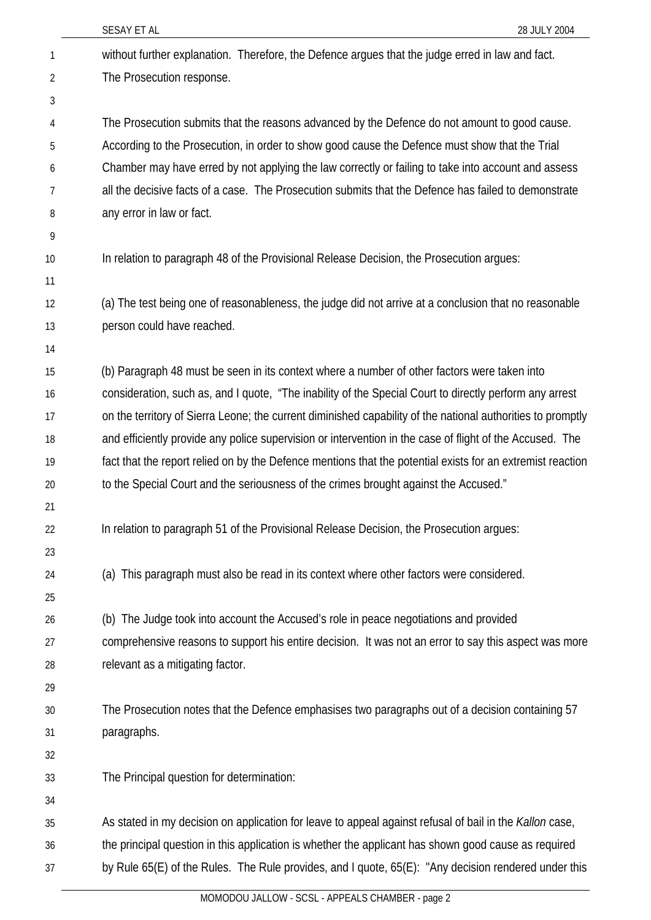without further explanation. Therefore, the Defence argues that the judge erred in law and fact.

The Prosecution response.

The Prosecution submits that the reasons advanced by the Defence do not amount to good cause. According to the Prosecution, in order to show good cause the Defence must show that the Trial Chamber may have erred by not applying the law correctly or failing to take into account and assess all the decisive facts of a case. The Prosecution submits that the Defence has failed to demonstrate any error in law or fact.

In relation to paragraph 48 of the Provisional Release Decision, the Prosecution argues:

(a) The test being one of reasonableness, the judge did not arrive at a conclusion that no reasonable person could have reached.

(b) Paragraph 48 must be seen in its context where a number of other factors were taken into consideration, such as, and I quote, "The inability of the Special Court to directly perform any arrest on the territory of Sierra Leone; the current diminished capability of the national authorities to promptly and efficiently provide any police supervision or intervention in the case of flight of the Accused. The fact that the report relied on by the Defence mentions that the potential exists for an extremist reaction to the Special Court and the seriousness of the crimes brought against the Accused."

In relation to paragraph 51 of the Provisional Release Decision, the Prosecution argues:

(a) This paragraph must also be read in its context where other factors were considered.

(b) The Judge took into account the Accused's role in peace negotiations and provided comprehensive reasons to support his entire decision. It was not an error to say this aspect was more relevant as a mitigating factor.

The Prosecution notes that the Defence emphasises two paragraphs out of a decision containing 57 paragraphs.

The Principal question for determination:

As stated in my decision on application for leave to appeal against refusal of bail in the *Kallon* case, the principal question in this application is whether the applicant has shown good cause as required by Rule 65(E) of the Rules. The Rule provides, and I quote, 65(E): "Any decision rendered under this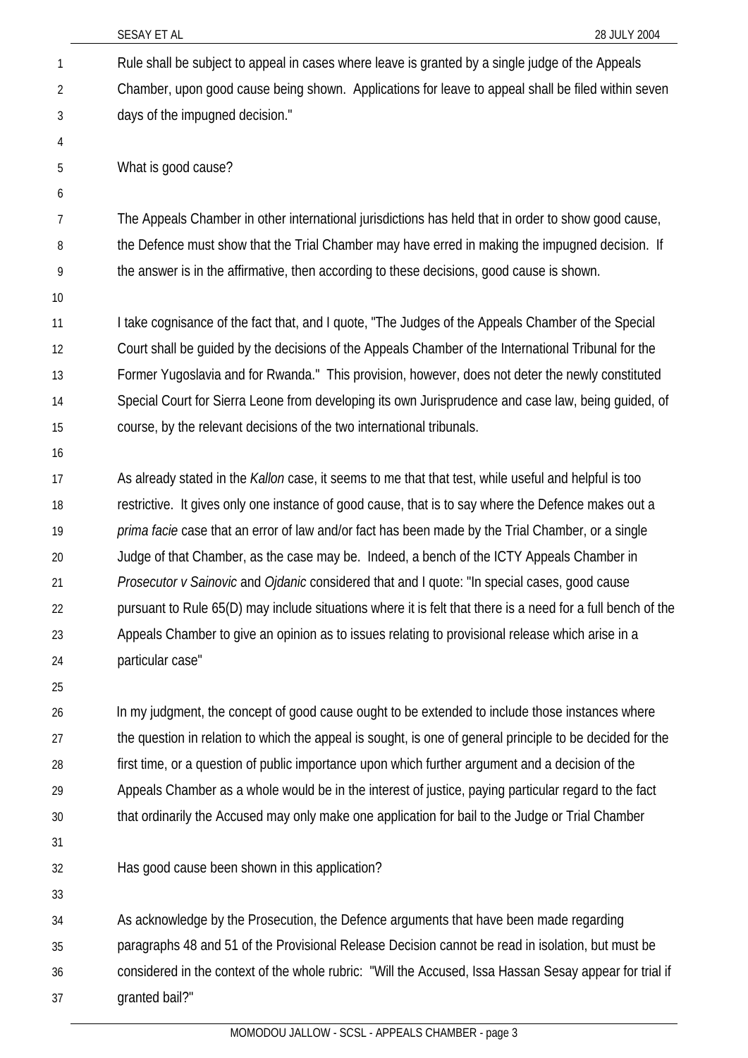Rule shall be subject to appeal in cases where leave is granted by a single judge of the Appeals Chamber, upon good cause being shown. Applications for leave to appeal shall be filed within seven days of the impugned decision."

What is good cause?

The Appeals Chamber in other international jurisdictions has held that in order to show good cause, the Defence must show that the Trial Chamber may have erred in making the impugned decision. If the answer is in the affirmative, then according to these decisions, good cause is shown.

I take cognisance of the fact that, and I quote, "The Judges of the Appeals Chamber of the Special Court shall be guided by the decisions of the Appeals Chamber of the International Tribunal for the Former Yugoslavia and for Rwanda." This provision, however, does not deter the newly constituted Special Court for Sierra Leone from developing its own Jurisprudence and case law, being guided, of course, by the relevant decisions of the two international tribunals.

As already stated in the *Kallon* case, it seems to me that that test, while useful and helpful is too restrictive. It gives only one instance of good cause, that is to say where the Defence makes out a *prima facie* case that an error of law and/or fact has been made by the Trial Chamber, or a single Judge of that Chamber, as the case may be. Indeed, a bench of the ICTY Appeals Chamber in *Prosecutor v Sainovic* and *Ojdanic* considered that and I quote: "In special cases, good cause pursuant to Rule 65(D) may include situations where it is felt that there is a need for a full bench of the Appeals Chamber to give an opinion as to issues relating to provisional release which arise in a particular case"

In my judgment, the concept of good cause ought to be extended to include those instances where the question in relation to which the appeal is sought, is one of general principle to be decided for the first time, or a question of public importance upon which further argument and a decision of the Appeals Chamber as a whole would be in the interest of justice, paying particular regard to the fact that ordinarily the Accused may only make one application for bail to the Judge or Trial Chamber

Has good cause been shown in this application?

As acknowledge by the Prosecution, the Defence arguments that have been made regarding paragraphs 48 and 51 of the Provisional Release Decision cannot be read in isolation, but must be considered in the context of the whole rubric: "Will the Accused, Issa Hassan Sesay appear for trial if granted bail?"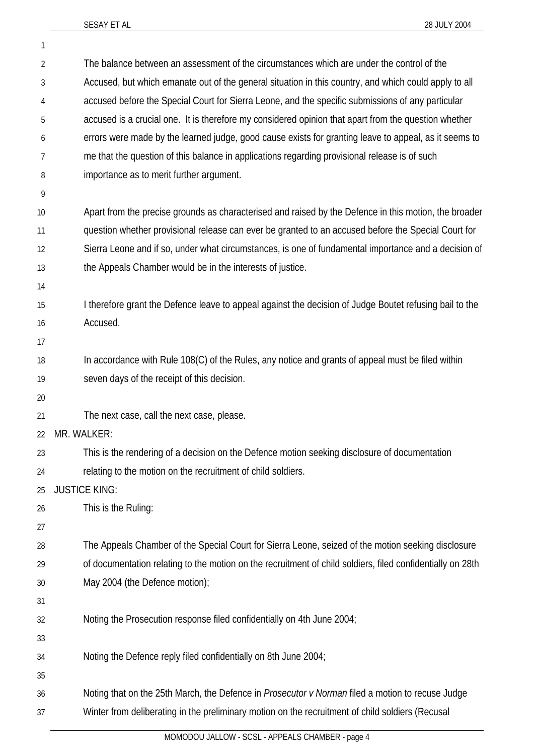The balance between an assessment of the circumstances which are under the control of the Accused, but which emanate out of the general situation in this country, and which could apply to all accused before the Special Court for Sierra Leone, and the specific submissions of any particular accused is a crucial one. It is therefore my considered opinion that apart from the question whether errors were made by the learned judge, good cause exists for granting leave to appeal, as it seems to me that the question of this balance in applications regarding provisional release is of such importance as to merit further argument.

Apart from the precise grounds as characterised and raised by the Defence in this motion, the broader question whether provisional release can ever be granted to an accused before the Special Court for Sierra Leone and if so, under what circumstances, is one of fundamental importance and a decision of the Appeals Chamber would be in the interests of justice.

I therefore grant the Defence leave to appeal against the decision of Judge Boutet refusing bail to the Accused.

In accordance with Rule 108(C) of the Rules, any notice and grants of appeal must be filed within seven days of the receipt of this decision.

The next case, call the next case, please.

MR. WALKER:

This is the rendering of a decision on the Defence motion seeking disclosure of documentation relating to the motion on the recruitment of child soldiers.

JUSTICE KING:

This is the Ruling:

The Appeals Chamber of the Special Court for Sierra Leone, seized of the motion seeking disclosure of documentation relating to the motion on the recruitment of child soldiers, filed confidentially on 28th May 2004 (the Defence motion);

Noting the Prosecution response filed confidentially on 4th June 2004;

Noting the Defence reply filed confidentially on 8th June 2004;

Noting that on the 25th March, the Defence in *Prosecutor v Norman* filed a motion to recuse Judge Winter from deliberating in the preliminary motion on the recruitment of child soldiers (Recusal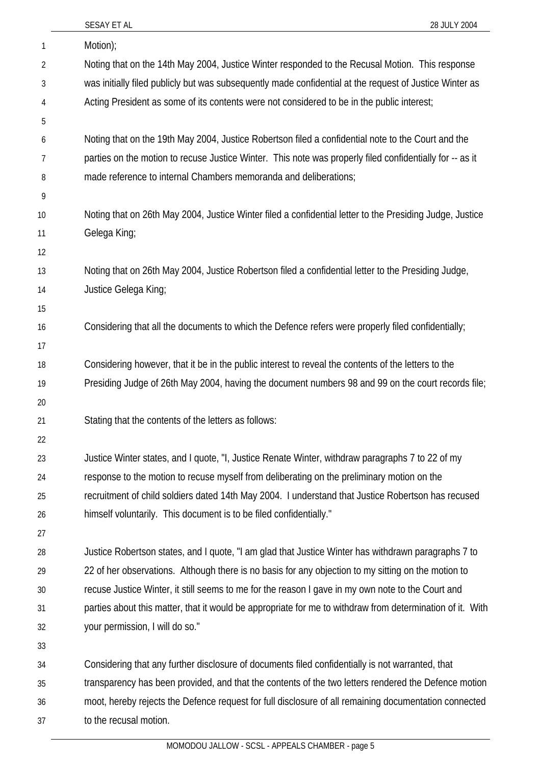Motion);

Noting that on the 14th May 2004, Justice Winter responded to the Recusal Motion. This response was initially filed publicly but was subsequently made confidential at the request of Justice Winter as Acting President as some of its contents were not considered to be in the public interest;

Noting that on the 19th May 2004, Justice Robertson filed a confidential note to the Court and the parties on the motion to recuse Justice Winter. This note was properly filed confidentially for -- as it made reference to internal Chambers memoranda and deliberations;

Noting that on 26th May 2004, Justice Winter filed a confidential letter to the Presiding Judge, Justice Gelega King;

Noting that on 26th May 2004, Justice Robertson filed a confidential letter to the Presiding Judge, Justice Gelega King;

Considering that all the documents to which the Defence refers were properly filed confidentially;

Considering however, that it be in the public interest to reveal the contents of the letters to the Presiding Judge of 26th May 2004, having the document numbers 98 and 99 on the court records file;

Stating that the contents of the letters as follows:

Justice Winter states, and I quote, "I, Justice Renate Winter, withdraw paragraphs 7 to 22 of my response to the motion to recuse myself from deliberating on the preliminary motion on the recruitment of child soldiers dated 14th May 2004. I understand that Justice Robertson has recused himself voluntarily. This document is to be filed confidentially."

Justice Robertson states, and I quote, "I am glad that Justice Winter has withdrawn paragraphs 7 to 22 of her observations. Although there is no basis for any objection to my sitting on the motion to recuse Justice Winter, it still seems to me for the reason I gave in my own note to the Court and parties about this matter, that it would be appropriate for me to withdraw from determination of it. With your permission, I will do so."

Considering that any further disclosure of documents filed confidentially is not warranted, that transparency has been provided, and that the contents of the two letters rendered the Defence motion moot, hereby rejects the Defence request for full disclosure of all remaining documentation connected to the recusal motion.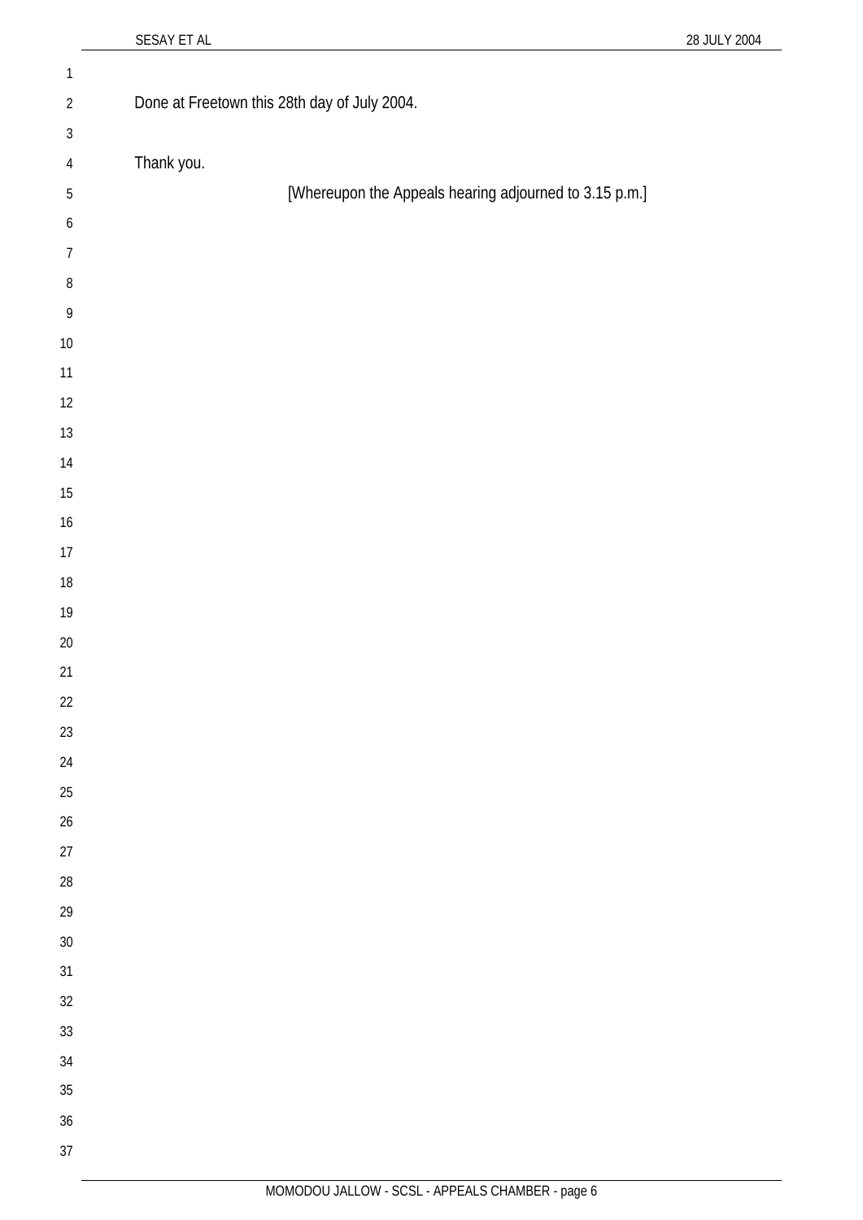Done at Freetown this 28th day of July 2004.

Thank you.

[Whereupon the Appeals hearing adjourned to 3.15 p.m.]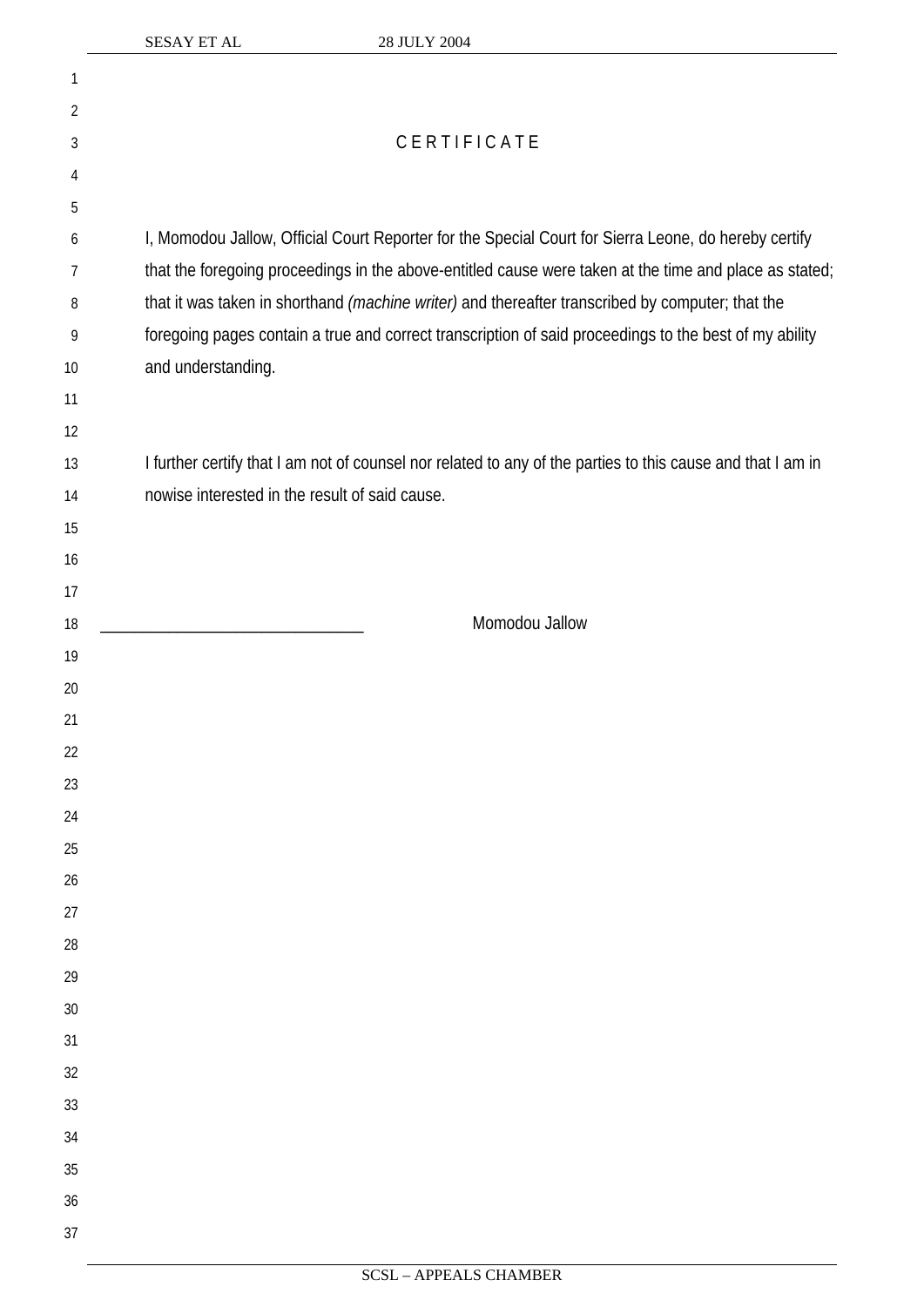# C E R T I F I C A T E

I, Momodou Jallow, Official Court Reporter for the Special Court for Sierra Leone, do hereby certify that the foregoing proceedings in the above-entitled cause were taken at the time and place as stated; that it was taken in shorthand *(machine writer)* and thereafter transcribed by computer; that the foregoing pages contain a true and correct transcription of said proceedings to the best of my ability and understanding.

I further certify that I am not of counsel nor related to any of the parties to this cause and that I am in nowise interested in the result of said cause.

______________________________ Momodou Jallow